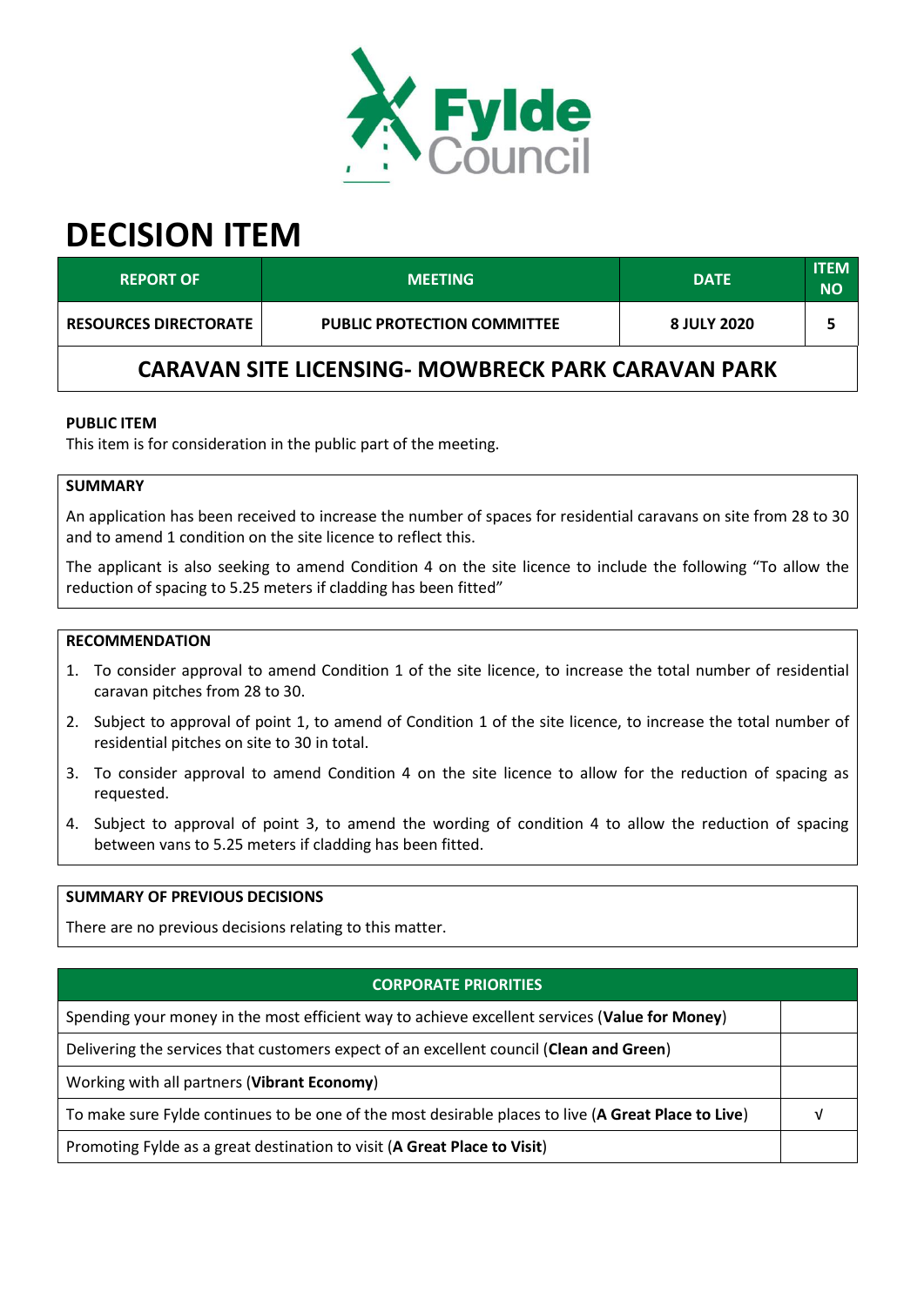Fylde Council

# DECISION ITEM

| REPORT OF | MEETING | DATE | ITEM NO |
|---|---|---|---|
| RESOURCES DIRECTORATE | PUBLIC PROTECTION COMMITTEE | 8 JULY 2020 | 5 |

## CARAVAN SITE LICENSING- MOWBRECK PARK CARAVAN PARK

**PUBLIC ITEM**

This item is for consideration in the public part of the meeting.

**SUMMARY**

An application has been received to increase the number of spaces for residential caravans on site from 28 to 30 and to amend 1 condition on the site licence to reflect this.

The applicant is also seeking to amend Condition 4 on the site licence to include the following "To allow the reduction of spacing to 5.25 meters if cladding has been fitted"

**RECOMMENDATION**

1. To consider approval to amend Condition 1 of the site licence, to increase the total number of residential caravan pitches from 28 to 30.
2. Subject to approval of point 1, to amend of Condition 1 of the site licence, to increase the total number of residential pitches on site to 30 in total.
3. To consider approval to amend Condition 4 on the site licence to allow for the reduction of spacing as requested.
4. Subject to approval of point 3, to amend the wording of condition 4 to allow the reduction of spacing between vans to 5.25 meters if cladding has been fitted.

**SUMMARY OF PREVIOUS DECISIONS**

There are no previous decisions relating to this matter.

| CORPORATE PRIORITIES | |
|---|---|
| Spending your money in the most efficient way to achieve excellent services (**Value for Money**) | |
| Delivering the services that customers expect of an excellent council (**Clean and Green**) | |
| Working with all partners (**Vibrant Economy**) | |
| To make sure Fylde continues to be one of the most desirable places to live (**A Great Place to Live**) | √ |
| Promoting Fylde as a great destination to visit (**A Great Place to Visit**) | |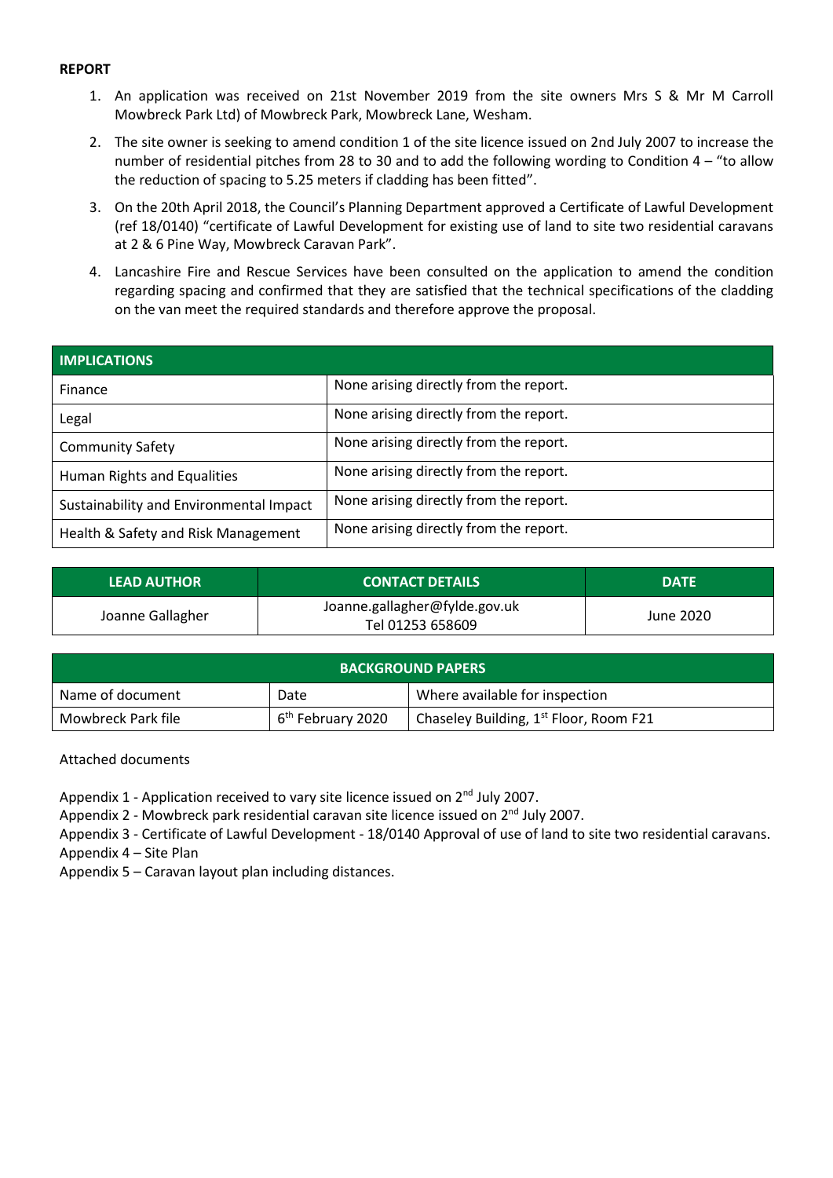**REPORT**

1. An application was received on 21st November 2019 from the site owners Mrs S & Mr M Carroll Mowbreck Park Ltd) of Mowbreck Park, Mowbreck Lane, Wesham.
2. The site owner is seeking to amend condition 1 of the site licence issued on 2nd July 2007 to increase the number of residential pitches from 28 to 30 and to add the following wording to Condition 4 – "to allow the reduction of spacing to 5.25 meters if cladding has been fitted".
3. On the 20th April 2018, the Council's Planning Department approved a Certificate of Lawful Development (ref 18/0140) "certificate of Lawful Development for existing use of land to site two residential caravans at 2 & 6 Pine Way, Mowbreck Caravan Park".
4. Lancashire Fire and Rescue Services have been consulted on the application to amend the condition regarding spacing and confirmed that they are satisfied that the technical specifications of the cladding on the van meet the required standards and therefore approve the proposal.

| IMPLICATIONS | |
|---|---|
| Finance | None arising directly from the report. |
| Legal | None arising directly from the report. |
| Community Safety | None arising directly from the report. |
| Human Rights and Equalities | None arising directly from the report. |
| Sustainability and Environmental Impact | None arising directly from the report. |
| Health & Safety and Risk Management | None arising directly from the report. |

| LEAD AUTHOR | CONTACT DETAILS | DATE |
|---|---|---|
| Joanne Gallagher | Joanne.gallagher@fylde.gov.uk Tel 01253 658609 | June 2020 |

| BACKGROUND PAPERS | | |
|---|---|---|
| Name of document | Date | Where available for inspection |
| Mowbreck Park file | 6th February 2020 | Chaseley Building, 1st Floor, Room F21 |

Attached documents

Appendix 1 - Application received to vary site licence issued on 2nd July 2007.
Appendix 2 - Mowbreck park residential caravan site licence issued on 2nd July 2007.
Appendix 3 - Certificate of Lawful Development - 18/0140 Approval of use of land to site two residential caravans.
Appendix 4 – Site Plan
Appendix 5 – Caravan layout plan including distances.